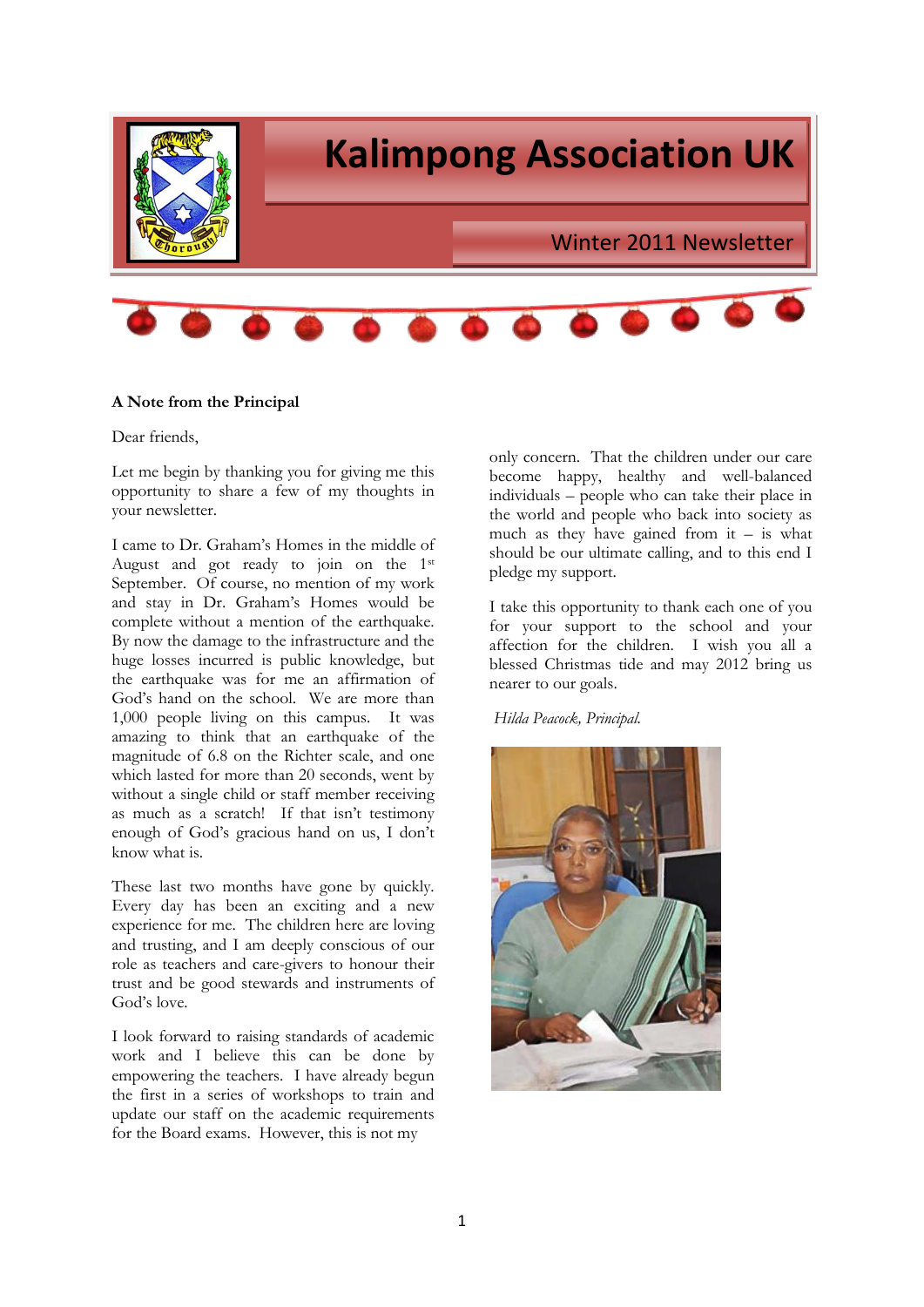# Kalimpong Association UK

## Winter 2011 Newsletter

**A Note from the Principal**

Dear friends,

Let me begin by thanking you for giving me this opportunity to share a few of my thoughts in your newsletter.

I came to Dr. Graham's Homes in the middle of August and got ready to join on the 1st September. Of course, no mention of my work and stay in Dr. Graham's Homes would be complete without a mention of the earthquake. By now the damage to the infrastructure and the huge losses incurred is public knowledge, but the earthquake was for me an affirmation of God's hand on the school. We are more than 1,000 people living on this campus. It was amazing to think that an earthquake of the magnitude of 6.8 on the Richter scale, and one which lasted for more than 20 seconds, went by without a single child or staff member receiving as much as a scratch! If that isn't testimony enough of God's gracious hand on us, I don't know what is.

These last two months have gone by quickly. Every day has been an exciting and a new experience for me. The children here are loving and trusting, and I am deeply conscious of our role as teachers and care-givers to honour their trust and be good stewards and instruments of God's love.

I look forward to raising standards of academic work and I believe this can be done by empowering the teachers. I have already begun the first in a series of workshops to train and update our staff on the academic requirements for the Board exams. However, this is not my only concern. That the children under our care become happy, healthy and well-balanced individuals – people who can take their place in the world and people who back into society as much as they have gained from it – is what should be our ultimate calling, and to this end I pledge my support.

I take this opportunity to thank each one of you for your support to the school and your affection for the children. I wish you all a blessed Christmas tide and may 2012 bring us nearer to our goals.

*Hilda Peacock, Principal.*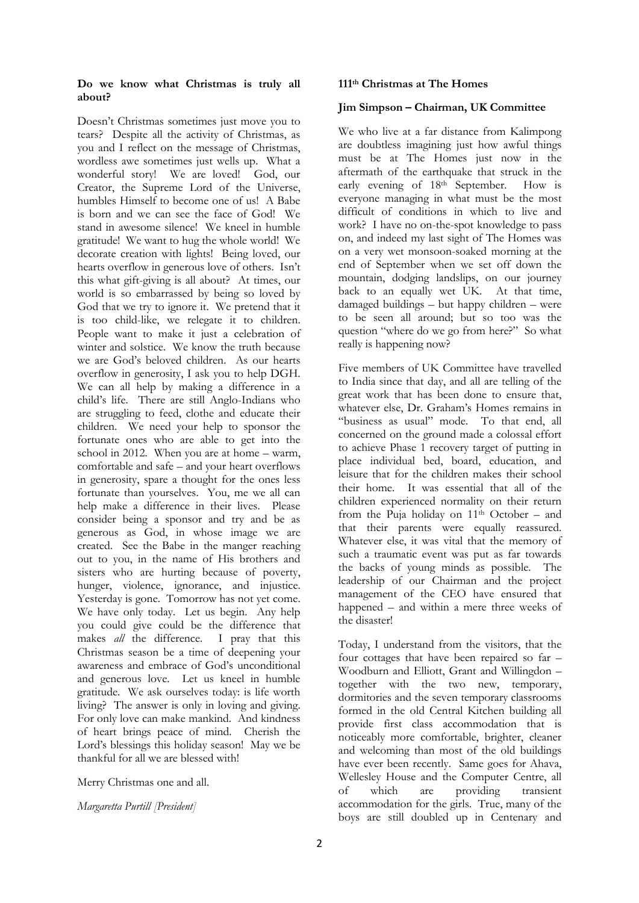## Do we know what Christmas is truly all about?

Doesn't Christmas sometimes just move you to tears? Despite all the activity of Christmas, as you and I reflect on the message of Christmas, wordless awe sometimes just wells up. What a wonderful story! We are loved! God, our Creator, the Supreme Lord of the Universe, humbles Himself to become one of us! A Babe is born and we can see the face of God! We stand in awesome silence! We kneel in humble gratitude! We want to hug the whole world! We decorate creation with lights! Being loved, our hearts overflow in generous love of others. Isn't this what gift-giving is all about? At times, our world is so embarrassed by being so loved by God that we try to ignore it. We pretend that it is too child-like, we relegate it to children. People want to make it just a celebration of winter and solstice. We know the truth because we are God's beloved children. As our hearts overflow in generosity, I ask you to help DGH. We can all help by making a difference in a child's life. There are still Anglo-Indians who are struggling to feed, clothe and educate their children. We need your help to sponsor the fortunate ones who are able to get into the school in 2012. When you are at home – warm, comfortable and safe – and your heart overflows in generosity, spare a thought for the ones less fortunate than yourselves. You, me we all can help make a difference in their lives. Please consider being a sponsor and try and be as generous as God, in whose image we are created. See the Babe in the manger reaching out to you, in the name of His brothers and sisters who are hurting because of poverty, hunger, violence, ignorance, and injustice. Yesterday is gone. Tomorrow has not yet come. We have only today. Let us begin. Any help you could give could be the difference that makes *all* the difference. I pray that this Christmas season be a time of deepening your awareness and embrace of God's unconditional and generous love. Let us kneel in humble gratitude. We ask ourselves today: is life worth living? The answer is only in loving and giving. For only love can make mankind. And kindness of heart brings peace of mind. Cherish the Lord's blessings this holiday season! May we be thankful for all we are blessed with!

Merry Christmas one and all.

*Margaretta Purtill [President]*

## 111th Christmas at The Homes

**Jim Simpson – Chairman, UK Committee**

We who live at a far distance from Kalimpong are doubtless imagining just how awful things must be at The Homes just now in the aftermath of the earthquake that struck in the early evening of 18th September. How is everyone managing in what must be the most difficult of conditions in which to live and work? I have no on-the-spot knowledge to pass on, and indeed my last sight of The Homes was on a very wet monsoon-soaked morning at the end of September when we set off down the mountain, dodging landslips, on our journey back to an equally wet UK. At that time, damaged buildings – but happy children – were to be seen all around; but so too was the question "where do we go from here?" So what really is happening now?

Five members of UK Committee have travelled to India since that day, and all are telling of the great work that has been done to ensure that, whatever else, Dr. Graham's Homes remains in "business as usual" mode. To that end, all concerned on the ground made a colossal effort to achieve Phase 1 recovery target of putting in place individual bed, board, education, and leisure that for the children makes their school their home. It was essential that all of the children experienced normality on their return from the Puja holiday on 11th October – and that their parents were equally reassured. Whatever else, it was vital that the memory of such a traumatic event was put as far towards the backs of young minds as possible. The leadership of our Chairman and the project management of the CEO have ensured that happened – and within a mere three weeks of the disaster!

Today, I understand from the visitors, that the four cottages that have been repaired so far – Woodburn and Elliott, Grant and Willingdon – together with the two new, temporary, dormitories and the seven temporary classrooms formed in the old Central Kitchen building all provide first class accommodation that is noticeably more comfortable, brighter, cleaner and welcoming than most of the old buildings have ever been recently. Same goes for Ahava, Wellesley House and the Computer Centre, all of which are providing transient accommodation for the girls. True, many of the boys are still doubled up in Centenary and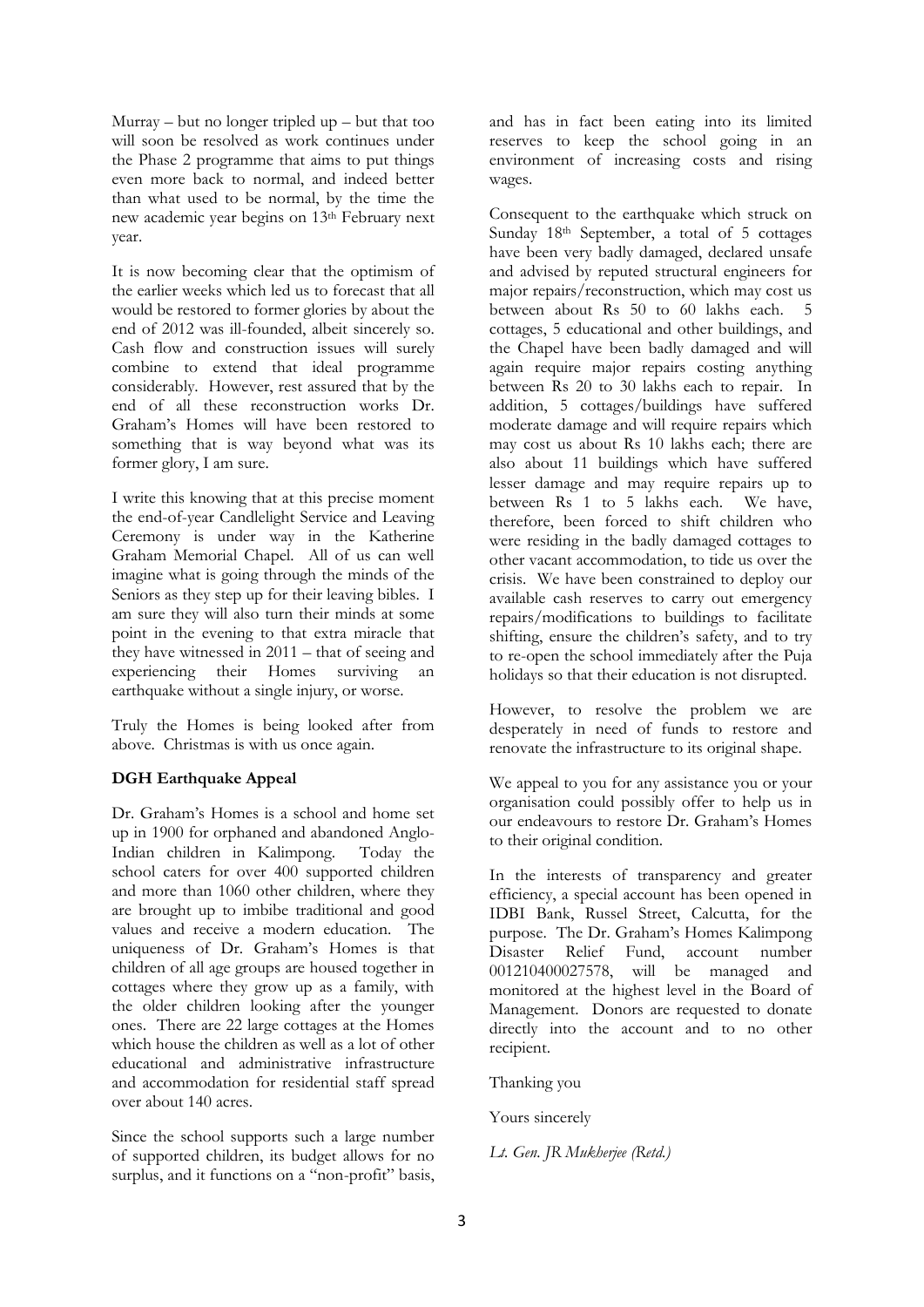Murray – but no longer tripled up – but that too will soon be resolved as work continues under the Phase 2 programme that aims to put things even more back to normal, and indeed better than what used to be normal, by the time the new academic year begins on 13th February next year.

It is now becoming clear that the optimism of the earlier weeks which led us to forecast that all would be restored to former glories by about the end of 2012 was ill-founded, albeit sincerely so. Cash flow and construction issues will surely combine to extend that ideal programme considerably. However, rest assured that by the end of all these reconstruction works Dr. Graham's Homes will have been restored to something that is way beyond what was its former glory, I am sure.

I write this knowing that at this precise moment the end-of-year Candlelight Service and Leaving Ceremony is under way in the Katherine Graham Memorial Chapel. All of us can well imagine what is going through the minds of the Seniors as they step up for their leaving bibles. I am sure they will also turn their minds at some point in the evening to that extra miracle that they have witnessed in 2011 – that of seeing and experiencing their Homes surviving an earthquake without a single injury, or worse.

Truly the Homes is being looked after from above. Christmas is with us once again.

**DGH Earthquake Appeal**

Dr. Graham's Homes is a school and home set up in 1900 for orphaned and abandoned Anglo-Indian children in Kalimpong. Today the school caters for over 400 supported children and more than 1060 other children, where they are brought up to imbibe traditional and good values and receive a modern education. The uniqueness of Dr. Graham's Homes is that children of all age groups are housed together in cottages where they grow up as a family, with the older children looking after the younger ones. There are 22 large cottages at the Homes which house the children as well as a lot of other educational and administrative infrastructure and accommodation for residential staff spread over about 140 acres.

Since the school supports such a large number of supported children, its budget allows for no surplus, and it functions on a "non-profit" basis, and has in fact been eating into its limited reserves to keep the school going in an environment of increasing costs and rising wages.

Consequent to the earthquake which struck on Sunday 18th September, a total of 5 cottages have been very badly damaged, declared unsafe and advised by reputed structural engineers for major repairs/reconstruction, which may cost us between about Rs 50 to 60 lakhs each. 5 cottages, 5 educational and other buildings, and the Chapel have been badly damaged and will again require major repairs costing anything between Rs 20 to 30 lakhs each to repair. In addition, 5 cottages/buildings have suffered moderate damage and will require repairs which may cost us about Rs 10 lakhs each; there are also about 11 buildings which have suffered lesser damage and may require repairs up to between Rs 1 to 5 lakhs each. We have, therefore, been forced to shift children who were residing in the badly damaged cottages to other vacant accommodation, to tide us over the crisis. We have been constrained to deploy our available cash reserves to carry out emergency repairs/modifications to buildings to facilitate shifting, ensure the children's safety, and to try to re-open the school immediately after the Puja holidays so that their education is not disrupted.

However, to resolve the problem we are desperately in need of funds to restore and renovate the infrastructure to its original shape.

We appeal to you for any assistance you or your organisation could possibly offer to help us in our endeavours to restore Dr. Graham's Homes to their original condition.

In the interests of transparency and greater efficiency, a special account has been opened in IDBI Bank, Russel Street, Calcutta, for the purpose. The Dr. Graham's Homes Kalimpong Disaster Relief Fund, account number 001210400027578, will be managed and monitored at the highest level in the Board of Management. Donors are requested to donate directly into the account and to no other recipient.

Thanking you

Yours sincerely

*Lt. Gen. JR Mukherjee (Retd.)*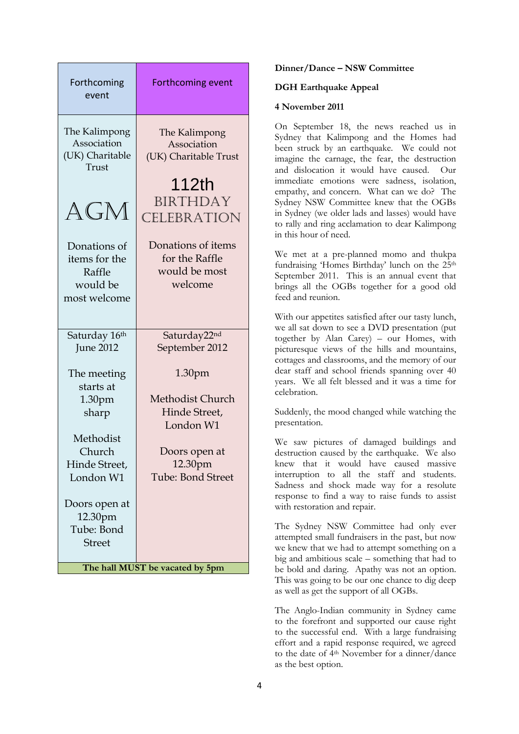| Forthcoming event | Forthcoming event |
|---|---|
| The Kalimpong Association (UK) Charitable Trust<br><br>AGM<br><br>Donations of items for the Raffle would be most welcome | The Kalimpong Association (UK) Charitable Trust<br><br>112th BIRTHDAY CELEBRATION<br><br>Donations of items for the Raffle would be most welcome |
| Saturday 16th June 2012<br><br>The meeting starts at 1.30pm sharp<br><br>Methodist Church Hinde Street, London W1<br><br>Doors open at 12.30pm Tube: Bond Street | Saturday22nd September 2012<br><br>1.30pm<br><br>Methodist Church Hinde Street, London W1<br><br>Doors open at 12.30pm Tube: Bond Street |
| **The hall MUST be vacated by 5pm** | |

**Dinner/Dance – NSW Committee**

**DGH Earthquake Appeal**

**4 November 2011**

On September 18, the news reached us in Sydney that Kalimpong and the Homes had been struck by an earthquake. We could not imagine the carnage, the fear, the destruction and dislocation it would have caused. Our immediate emotions were sadness, isolation, empathy, and concern. What can we do? The Sydney NSW Committee knew that the OGBs in Sydney (we older lads and lasses) would have to rally and ring acclamation to dear Kalimpong in this hour of need.

We met at a pre-planned momo and thukpa fundraising 'Homes Birthday' lunch on the 25th September 2011. This is an annual event that brings all the OGBs together for a good old feed and reunion.

With our appetites satisfied after our tasty lunch, we all sat down to see a DVD presentation (put together by Alan Carey) – our Homes, with picturesque views of the hills and mountains, cottages and classrooms, and the memory of our dear staff and school friends spanning over 40 years. We all felt blessed and it was a time for celebration.

Suddenly, the mood changed while watching the presentation.

We saw pictures of damaged buildings and destruction caused by the earthquake. We also knew that it would have caused massive interruption to all the staff and students. Sadness and shock made way for a resolute response to find a way to raise funds to assist with restoration and repair.

The Sydney NSW Committee had only ever attempted small fundraisers in the past, but now we knew that we had to attempt something on a big and ambitious scale – something that had to be bold and daring. Apathy was not an option. This was going to be our one chance to dig deep as well as get the support of all OGBs.

The Anglo-Indian community in Sydney came to the forefront and supported our cause right to the successful end. With a large fundraising effort and a rapid response required, we agreed to the date of 4th November for a dinner/dance as the best option.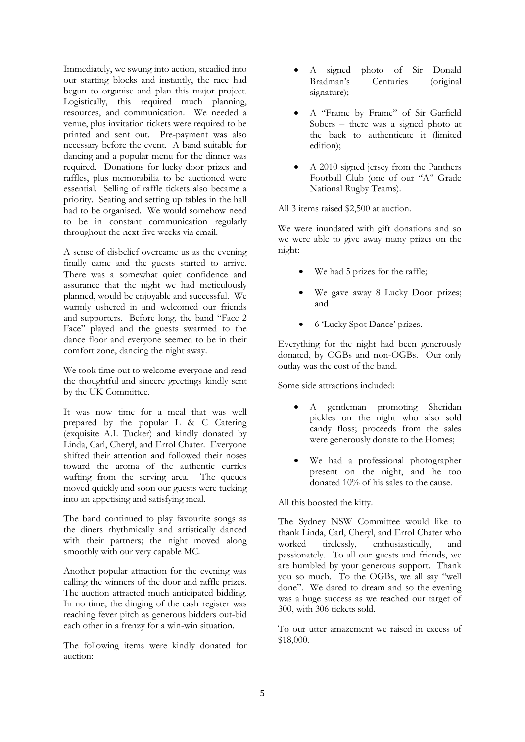Immediately, we swung into action, steadied into our starting blocks and instantly, the race had begun to organise and plan this major project. Logistically, this required much planning, resources, and communication. We needed a venue, plus invitation tickets were required to be printed and sent out. Pre-payment was also necessary before the event. A band suitable for dancing and a popular menu for the dinner was required. Donations for lucky door prizes and raffles, plus memorabilia to be auctioned were essential. Selling of raffle tickets also became a priority. Seating and setting up tables in the hall had to be organised. We would somehow need to be in constant communication regularly throughout the next five weeks via email.

A sense of disbelief overcame us as the evening finally came and the guests started to arrive. There was a somewhat quiet confidence and assurance that the night we had meticulously planned, would be enjoyable and successful. We warmly ushered in and welcomed our friends and supporters. Before long, the band "Face 2 Face" played and the guests swarmed to the dance floor and everyone seemed to be in their comfort zone, dancing the night away.

We took time out to welcome everyone and read the thoughtful and sincere greetings kindly sent by the UK Committee.

It was now time for a meal that was well prepared by the popular L & C Catering (exquisite A.I. Tucker) and kindly donated by Linda, Carl, Cheryl, and Errol Chater. Everyone shifted their attention and followed their noses toward the aroma of the authentic curries wafting from the serving area. The queues moved quickly and soon our guests were tucking into an appetising and satisfying meal.

The band continued to play favourite songs as the diners rhythmically and artistically danced with their partners; the night moved along smoothly with our very capable MC.

Another popular attraction for the evening was calling the winners of the door and raffle prizes. The auction attracted much anticipated bidding. In no time, the dinging of the cash register was reaching fever pitch as generous bidders out-bid each other in a frenzy for a win-win situation.

The following items were kindly donated for auction:

- A signed photo of Sir Donald Bradman's Centuries (original signature);
- A "Frame by Frame" of Sir Garfield Sobers – there was a signed photo at the back to authenticate it (limited edition);
- A 2010 signed jersey from the Panthers Football Club (one of our "A" Grade National Rugby Teams).

All 3 items raised $2,500 at auction.

We were inundated with gift donations and so we were able to give away many prizes on the night:

- We had 5 prizes for the raffle;
- We gave away 8 Lucky Door prizes; and
- 6 'Lucky Spot Dance' prizes.

Everything for the night had been generously donated, by OGBs and non-OGBs. Our only outlay was the cost of the band.

Some side attractions included:

- A gentleman promoting Sheridan pickles on the night who also sold candy floss; proceeds from the sales were generously donate to the Homes;
- We had a professional photographer present on the night, and he too donated 10% of his sales to the cause.

All this boosted the kitty.

The Sydney NSW Committee would like to thank Linda, Carl, Cheryl, and Errol Chater who worked tirelessly, enthusiastically, and passionately. To all our guests and friends, we are humbled by your generous support. Thank you so much. To the OGBs, we all say "well done". We dared to dream and so the evening was a huge success as we reached our target of 300, with 306 tickets sold.

To our utter amazement we raised in excess of $18,000.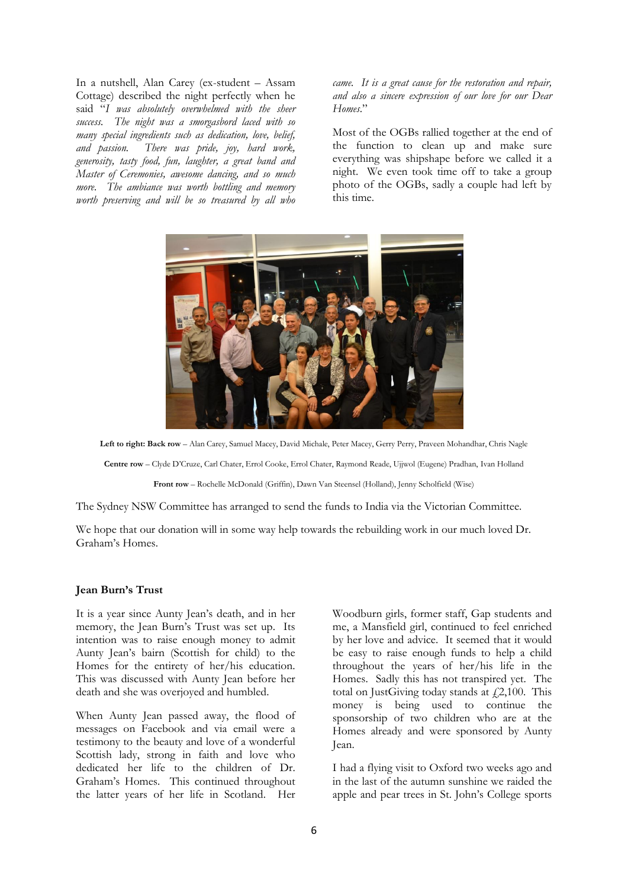In a nutshell, Alan Carey (ex-student – Assam Cottage) described the night perfectly when he said "*I was absolutely overwhelmed with the sheer success. The night was a smorgasbord laced with so many special ingredients such as dedication, love, belief, and passion. There was pride, joy, hard work, generosity, tasty food, fun, laughter, a great band and Master of Ceremonies, awesome dancing, and so much more. The ambiance was worth bottling and memory worth preserving and will be so treasured by all who came. It is a great cause for the restoration and repair, and also a sincere expression of our love for our Dear Homes.*"

Most of the OGBs rallied together at the end of the function to clean up and make sure everything was shipshape before we called it a night. We even took time off to take a group photo of the OGBs, sadly a couple had left by this time.

**Left to right: Back row** – Alan Carey, Samuel Macey, David Michale, Peter Macey, Gerry Perry, Praveen Mohandhar, Chris Nagle

**Centre row** – Clyde D'Cruze, Carl Chater, Errol Cooke, Errol Chater, Raymond Reade, Ujjwol (Eugene) Pradhan, Ivan Holland

**Front row** – Rochelle McDonald (Griffin), Dawn Van Steensel (Holland), Jenny Scholfield (Wise)

The Sydney NSW Committee has arranged to send the funds to India via the Victorian Committee.

We hope that our donation will in some way help towards the rebuilding work in our much loved Dr. Graham's Homes.

**Jean Burn's Trust**

It is a year since Aunty Jean's death, and in her memory, the Jean Burn's Trust was set up. Its intention was to raise enough money to admit Aunty Jean's bairn (Scottish for child) to the Homes for the entirety of her/his education. This was discussed with Aunty Jean before her death and she was overjoyed and humbled.

When Aunty Jean passed away, the flood of messages on Facebook and via email were a testimony to the beauty and love of a wonderful Scottish lady, strong in faith and love who dedicated her life to the children of Dr. Graham's Homes. This continued throughout the latter years of her life in Scotland. Her Woodburn girls, former staff, Gap students and me, a Mansfield girl, continued to feel enriched by her love and advice. It seemed that it would be easy to raise enough funds to help a child throughout the years of her/his life in the Homes. Sadly this has not transpired yet. The total on JustGiving today stands at £2,100. This money is being used to continue the sponsorship of two children who are at the Homes already and were sponsored by Aunty Jean.

I had a flying visit to Oxford two weeks ago and in the last of the autumn sunshine we raided the apple and pear trees in St. John's College sports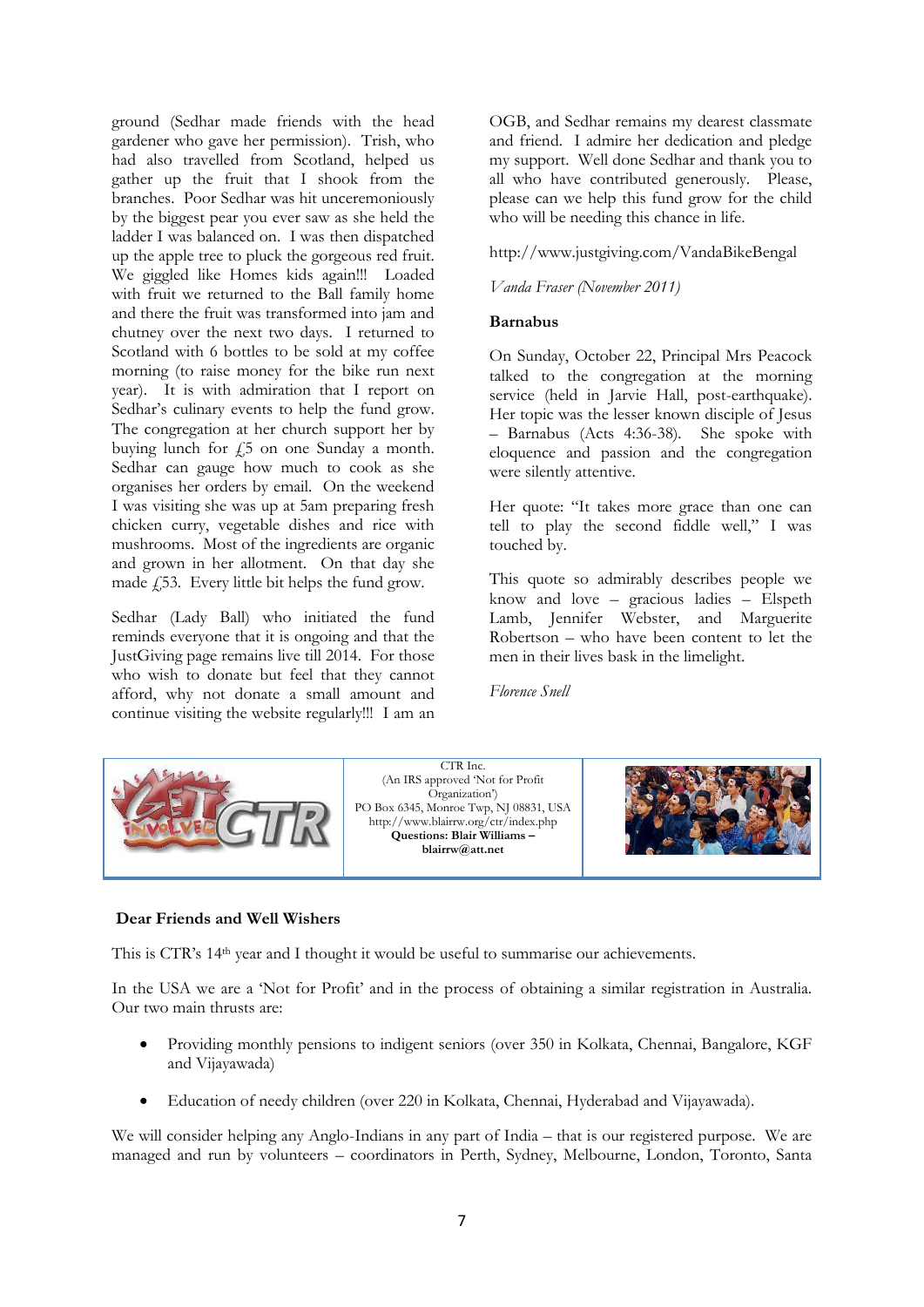ground (Sedhar made friends with the head gardener who gave her permission). Trish, who had also travelled from Scotland, helped us gather up the fruit that I shook from the branches. Poor Sedhar was hit unceremoniously by the biggest pear you ever saw as she held the ladder I was balanced on. I was then dispatched up the apple tree to pluck the gorgeous red fruit. We giggled like Homes kids again!!! Loaded with fruit we returned to the Ball family home and there the fruit was transformed into jam and chutney over the next two days. I returned to Scotland with 6 bottles to be sold at my coffee morning (to raise money for the bike run next year). It is with admiration that I report on Sedhar's culinary events to help the fund grow. The congregation at her church support her by buying lunch for £5 on one Sunday a month. Sedhar can gauge how much to cook as she organises her orders by email. On the weekend I was visiting she was up at 5am preparing fresh chicken curry, vegetable dishes and rice with mushrooms. Most of the ingredients are organic and grown in her allotment. On that day she made £53. Every little bit helps the fund grow.

Sedhar (Lady Ball) who initiated the fund reminds everyone that it is ongoing and that the JustGiving page remains live till 2014. For those who wish to donate but feel that they cannot afford, why not donate a small amount and continue visiting the website regularly!!! I am an OGB, and Sedhar remains my dearest classmate and friend. I admire her dedication and pledge my support. Well done Sedhar and thank you to all who have contributed generously. Please, please can we help this fund grow for the child who will be needing this chance in life.

http://www.justgiving.com/VandaBikeBengal

*Vanda Fraser (November 2011)*

**Barnabus**

On Sunday, October 22, Principal Mrs Peacock talked to the congregation at the morning service (held in Jarvie Hall, post-earthquake). Her topic was the lesser known disciple of Jesus – Barnabus (Acts 4:36-38). She spoke with eloquence and passion and the congregation were silently attentive.

Her quote: "It takes more grace than one can tell to play the second fiddle well," I was touched by.

This quote so admirably describes people we know and love – gracious ladies – Elspeth Lamb, Jennifer Webster, and Marguerite Robertson – who have been content to let the men in their lives bask in the limelight.

*Florence Snell*

CTR Inc.
(An IRS approved 'Not for Profit Organization')
PO Box 6345, Monroe Twp, NJ 08831, USA
http://www.blairrw.org/ctr/index.php
**Questions: Blair Williams – blairrw@att.net**

**Dear Friends and Well Wishers**

This is CTR's 14th year and I thought it would be useful to summarise our achievements.

In the USA we are a 'Not for Profit' and in the process of obtaining a similar registration in Australia. Our two main thrusts are:

- Providing monthly pensions to indigent seniors (over 350 in Kolkata, Chennai, Bangalore, KGF and Vijayawada)
- Education of needy children (over 220 in Kolkata, Chennai, Hyderabad and Vijayawada).

We will consider helping any Anglo-Indians in any part of India – that is our registered purpose. We are managed and run by volunteers – coordinators in Perth, Sydney, Melbourne, London, Toronto, Santa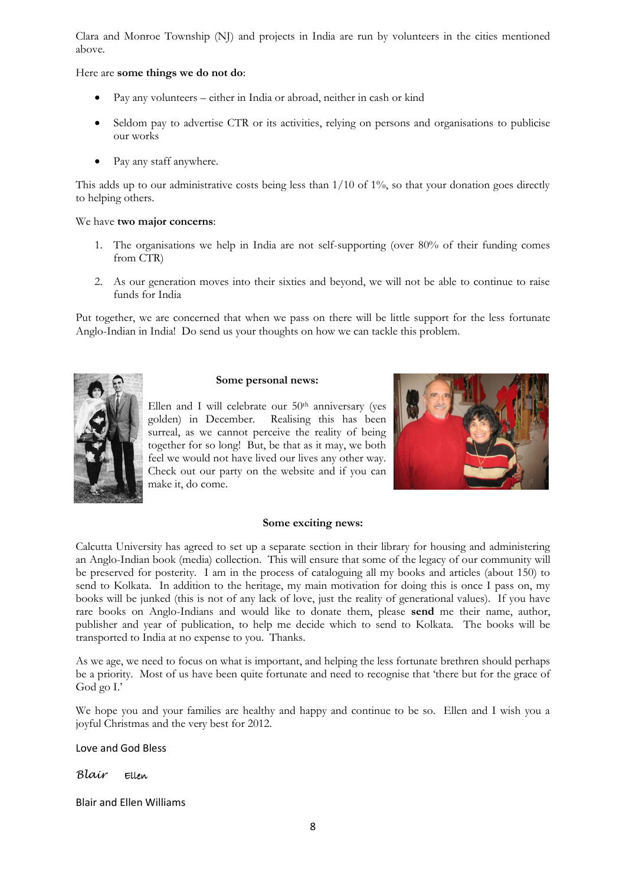Clara and Monroe Township (NJ) and projects in India are run by volunteers in the cities mentioned above.

Here are **some things we do not do**:

- Pay any volunteers – either in India or abroad, neither in cash or kind
- Seldom pay to advertise CTR or its activities, relying on persons and organisations to publicise our works
- Pay any staff anywhere.

This adds up to our administrative costs being less than 1/10 of 1%, so that your donation goes directly to helping others.

We have **two major concerns**:

1. The organisations we help in India are not self-supporting (over 80% of their funding comes from CTR)
2. As our generation moves into their sixties and beyond, we will not be able to continue to raise funds for India

Put together, we are concerned that when we pass on there will be little support for the less fortunate Anglo-Indian in India! Do send us your thoughts on how we can tackle this problem.

**Some personal news:**

Ellen and I will celebrate our 50th anniversary (yes golden) in December. Realising this has been surreal, as we cannot perceive the reality of being together for so long! But, be that as it may, we both feel we would not have lived our lives any other way. Check out our party on the website and if you can make it, do come.

**Some exciting news:**

Calcutta University has agreed to set up a separate section in their library for housing and administering an Anglo-Indian book (media) collection. This will ensure that some of the legacy of our community will be preserved for posterity. I am in the process of cataloguing all my books and articles (about 150) to send to Kolkata. In addition to the heritage, my main motivation for doing this is once I pass on, my books will be junked (this is not of any lack of love, just the reality of generational values). If you have rare books on Anglo-Indians and would like to donate them, please **send** me their name, author, publisher and year of publication, to help me decide which to send to Kolkata. The books will be transported to India at no expense to you. Thanks.

As we age, we need to focus on what is important, and helping the less fortunate brethren should perhaps be a priority. Most of us have been quite fortunate and need to recognise that 'there but for the grace of God go I.'

We hope you and your families are healthy and happy and continue to be so. Ellen and I wish you a joyful Christmas and the very best for 2012.

Love and God Bless

*Blair* *Ellen*

Blair and Ellen Williams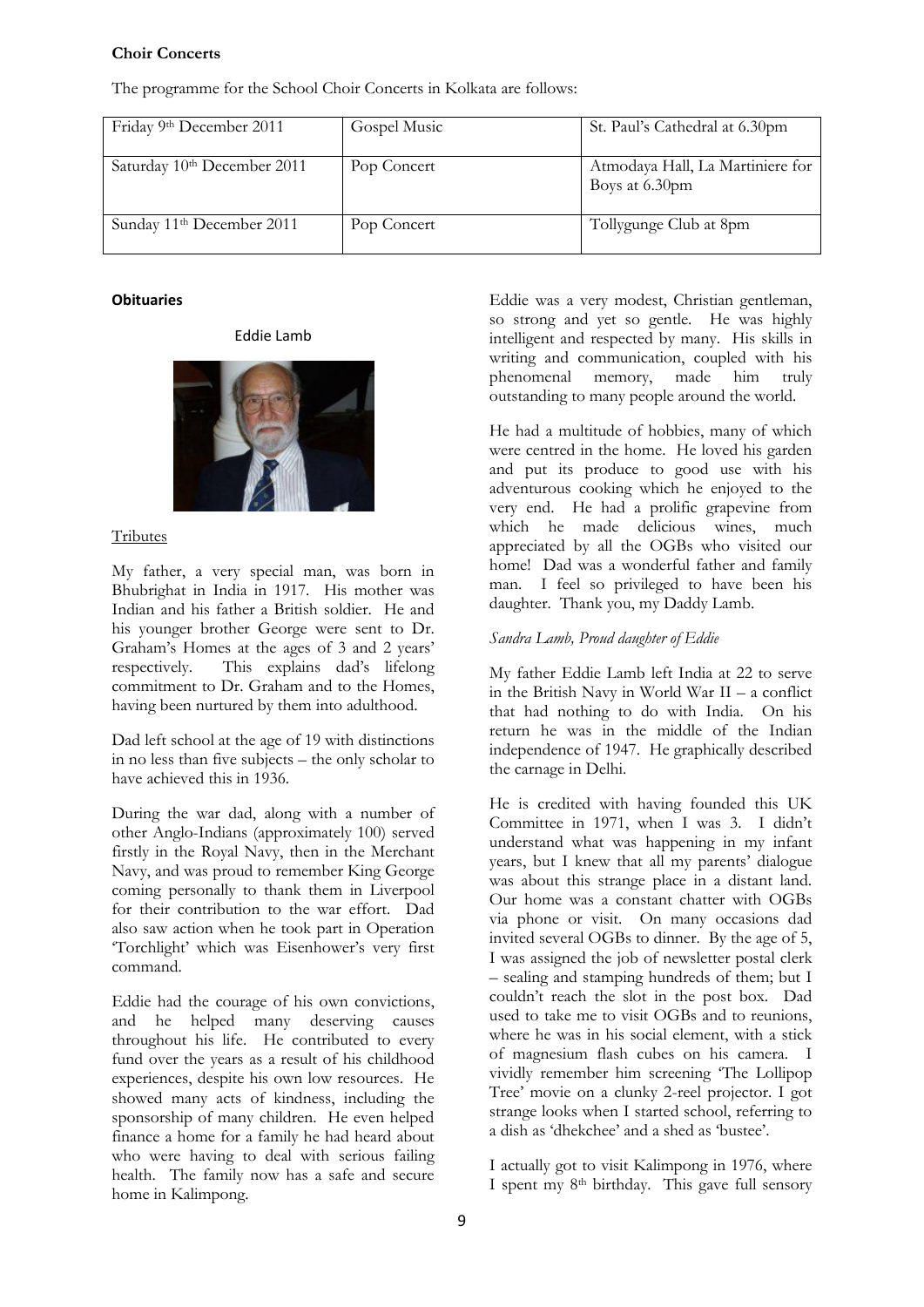**Choir Concerts**

The programme for the School Choir Concerts in Kolkata are follows:

| Friday 9th December 2011 | Gospel Music | St. Paul's Cathedral at 6.30pm |
|---|---|---|
| Saturday 10th December 2011 | Pop Concert | Atmodaya Hall, La Martiniere for Boys at 6.30pm |
| Sunday 11th December 2011 | Pop Concert | Tollygunge Club at 8pm |

**Obituaries**

Eddie Lamb

Tributes

My father, a very special man, was born in Bhubrighat in India in 1917. His mother was Indian and his father a British soldier. He and his younger brother George were sent to Dr. Graham's Homes at the ages of 3 and 2 years' respectively. This explains dad's lifelong commitment to Dr. Graham and to the Homes, having been nurtured by them into adulthood.

Dad left school at the age of 19 with distinctions in no less than five subjects – the only scholar to have achieved this in 1936.

During the war dad, along with a number of other Anglo-Indians (approximately 100) served firstly in the Royal Navy, then in the Merchant Navy, and was proud to remember King George coming personally to thank them in Liverpool for their contribution to the war effort. Dad also saw action when he took part in Operation 'Torchlight' which was Eisenhower's very first command.

Eddie had the courage of his own convictions, and he helped many deserving causes throughout his life. He contributed to every fund over the years as a result of his childhood experiences, despite his own low resources. He showed many acts of kindness, including the sponsorship of many children. He even helped finance a home for a family he had heard about who were having to deal with serious failing health. The family now has a safe and secure home in Kalimpong.

Eddie was a very modest, Christian gentleman, so strong and yet so gentle. He was highly intelligent and respected by many. His skills in writing and communication, coupled with his phenomenal memory, made him truly outstanding to many people around the world.

He had a multitude of hobbies, many of which were centred in the home. He loved his garden and put its produce to good use with his adventurous cooking which he enjoyed to the very end. He had a prolific grapevine from which he made delicious wines, much appreciated by all the OGBs who visited our home! Dad was a wonderful father and family man. I feel so privileged to have been his daughter. Thank you, my Daddy Lamb.

*Sandra Lamb, Proud daughter of Eddie*

My father Eddie Lamb left India at 22 to serve in the British Navy in World War II – a conflict that had nothing to do with India. On his return he was in the middle of the Indian independence of 1947. He graphically described the carnage in Delhi.

He is credited with having founded this UK Committee in 1971, when I was 3. I didn't understand what was happening in my infant years, but I knew that all my parents' dialogue was about this strange place in a distant land. Our home was a constant chatter with OGBs via phone or visit. On many occasions dad invited several OGBs to dinner. By the age of 5, I was assigned the job of newsletter postal clerk – sealing and stamping hundreds of them; but I couldn't reach the slot in the post box. Dad used to take me to visit OGBs and to reunions, where he was in his social element, with a stick of magnesium flash cubes on his camera. I vividly remember him screening 'The Lollipop Tree' movie on a clunky 2-reel projector. I got strange looks when I started school, referring to a dish as 'dhekchee' and a shed as 'bustee'.

I actually got to visit Kalimpong in 1976, where I spent my 8th birthday. This gave full sensory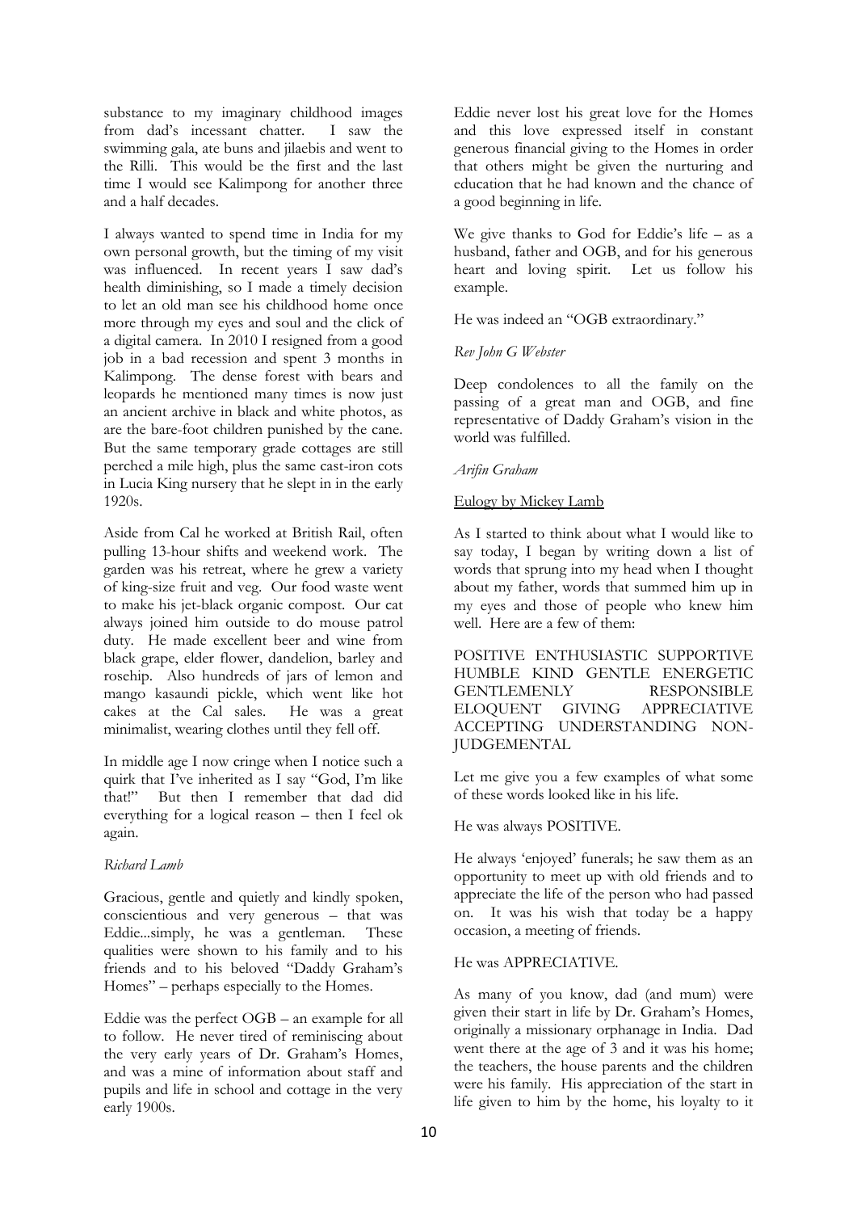substance to my imaginary childhood images from dad's incessant chatter. I saw the swimming gala, ate buns and jilaebis and went to the Rilli. This would be the first and the last time I would see Kalimpong for another three and a half decades.

I always wanted to spend time in India for my own personal growth, but the timing of my visit was influenced. In recent years I saw dad's health diminishing, so I made a timely decision to let an old man see his childhood home once more through my eyes and soul and the click of a digital camera. In 2010 I resigned from a good job in a bad recession and spent 3 months in Kalimpong. The dense forest with bears and leopards he mentioned many times is now just an ancient archive in black and white photos, as are the bare-foot children punished by the cane. But the same temporary grade cottages are still perched a mile high, plus the same cast-iron cots in Lucia King nursery that he slept in in the early 1920s.

Aside from Cal he worked at British Rail, often pulling 13-hour shifts and weekend work. The garden was his retreat, where he grew a variety of king-size fruit and veg. Our food waste went to make his jet-black organic compost. Our cat always joined him outside to do mouse patrol duty. He made excellent beer and wine from black grape, elder flower, dandelion, barley and rosehip. Also hundreds of jars of lemon and mango kasaundi pickle, which went like hot cakes at the Cal sales. He was a great minimalist, wearing clothes until they fell off.

In middle age I now cringe when I notice such a quirk that I've inherited as I say "God, I'm like that!" But then I remember that dad did everything for a logical reason – then I feel ok again.

*Richard Lamb*

Gracious, gentle and quietly and kindly spoken, conscientious and very generous – that was Eddie...simply, he was a gentleman. These qualities were shown to his family and to his friends and to his beloved "Daddy Graham's Homes" – perhaps especially to the Homes.

Eddie was the perfect OGB – an example for all to follow. He never tired of reminiscing about the very early years of Dr. Graham's Homes, and was a mine of information about staff and pupils and life in school and cottage in the very early 1900s.

Eddie never lost his great love for the Homes and this love expressed itself in constant generous financial giving to the Homes in order that others might be given the nurturing and education that he had known and the chance of a good beginning in life.

We give thanks to God for Eddie's life – as a husband, father and OGB, and for his generous heart and loving spirit. Let us follow his example.

He was indeed an "OGB extraordinary."

*Rev John G Webster*

Deep condolences to all the family on the passing of a great man and OGB, and fine representative of Daddy Graham's vision in the world was fulfilled.

*Arifin Graham*

<u>Eulogy by Mickey Lamb</u>

As I started to think about what I would like to say today, I began by writing down a list of words that sprung into my head when I thought about my father, words that summed him up in my eyes and those of people who knew him well. Here are a few of them:

POSITIVE ENTHUSIASTIC SUPPORTIVE HUMBLE KIND GENTLE ENERGETIC GENTLEMENLY RESPONSIBLE ELOQUENT GIVING APPRECIATIVE ACCEPTING UNDERSTANDING NON-JUDGEMENTAL

Let me give you a few examples of what some of these words looked like in his life.

He was always POSITIVE.

He always 'enjoyed' funerals; he saw them as an opportunity to meet up with old friends and to appreciate the life of the person who had passed on. It was his wish that today be a happy occasion, a meeting of friends.

He was APPRECIATIVE.

As many of you know, dad (and mum) were given their start in life by Dr. Graham's Homes, originally a missionary orphanage in India. Dad went there at the age of 3 and it was his home; the teachers, the house parents and the children were his family. His appreciation of the start in life given to him by the home, his loyalty to it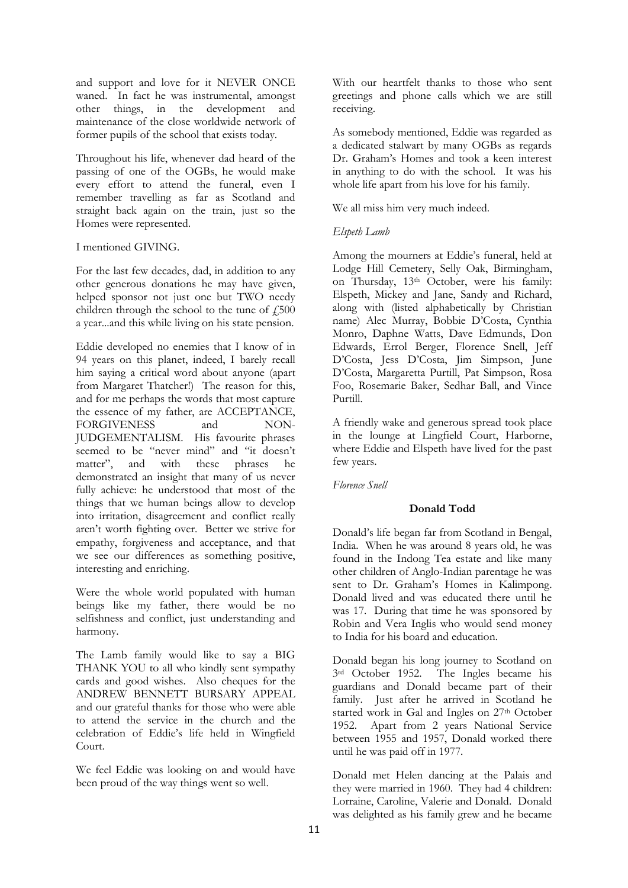and support and love for it NEVER ONCE waned. In fact he was instrumental, amongst other things, in the development and maintenance of the close worldwide network of former pupils of the school that exists today.

Throughout his life, whenever dad heard of the passing of one of the OGBs, he would make every effort to attend the funeral, even I remember travelling as far as Scotland and straight back again on the train, just so the Homes were represented.

I mentioned GIVING.

For the last few decades, dad, in addition to any other generous donations he may have given, helped sponsor not just one but TWO needy children through the school to the tune of £500 a year...and this while living on his state pension.

Eddie developed no enemies that I know of in 94 years on this planet, indeed, I barely recall him saying a critical word about anyone (apart from Margaret Thatcher!) The reason for this, and for me perhaps the words that most capture the essence of my father, are ACCEPTANCE, FORGIVENESS and NON-JUDGEMENTALISM. His favourite phrases seemed to be "never mind" and "it doesn't matter", and with these phrases he demonstrated an insight that many of us never fully achieve: he understood that most of the things that we human beings allow to develop into irritation, disagreement and conflict really aren't worth fighting over. Better we strive for empathy, forgiveness and acceptance, and that we see our differences as something positive, interesting and enriching.

Were the whole world populated with human beings like my father, there would be no selfishness and conflict, just understanding and harmony.

The Lamb family would like to say a BIG THANK YOU to all who kindly sent sympathy cards and good wishes. Also cheques for the ANDREW BENNETT BURSARY APPEAL and our grateful thanks for those who were able to attend the service in the church and the celebration of Eddie's life held in Wingfield Court.

We feel Eddie was looking on and would have been proud of the way things went so well.

With our heartfelt thanks to those who sent greetings and phone calls which we are still receiving.

As somebody mentioned, Eddie was regarded as a dedicated stalwart by many OGBs as regards Dr. Graham's Homes and took a keen interest in anything to do with the school. It was his whole life apart from his love for his family.

We all miss him very much indeed.

*Elspeth Lamb*

Among the mourners at Eddie's funeral, held at Lodge Hill Cemetery, Selly Oak, Birmingham, on Thursday, 13th October, were his family: Elspeth, Mickey and Jane, Sandy and Richard, along with (listed alphabetically by Christian name) Alec Murray, Bobbie D'Costa, Cynthia Monro, Daphne Watts, Dave Edmunds, Don Edwards, Errol Berger, Florence Snell, Jeff D'Costa, Jess D'Costa, Jim Simpson, June D'Costa, Margaretta Purtill, Pat Simpson, Rosa Foo, Rosemarie Baker, Sedhar Ball, and Vince Purtill.

A friendly wake and generous spread took place in the lounge at Lingfield Court, Harborne, where Eddie and Elspeth have lived for the past few years.

*Florence Snell*

### Donald Todd

Donald's life began far from Scotland in Bengal, India. When he was around 8 years old, he was found in the Indong Tea estate and like many other children of Anglo-Indian parentage he was sent to Dr. Graham's Homes in Kalimpong. Donald lived and was educated there until he was 17. During that time he was sponsored by Robin and Vera Inglis who would send money to India for his board and education.

Donald began his long journey to Scotland on 3rd October 1952. The Ingles became his guardians and Donald became part of their family. Just after he arrived in Scotland he started work in Gal and Ingles on 27th October 1952. Apart from 2 years National Service between 1955 and 1957, Donald worked there until he was paid off in 1977.

Donald met Helen dancing at the Palais and they were married in 1960. They had 4 children: Lorraine, Caroline, Valerie and Donald. Donald was delighted as his family grew and he became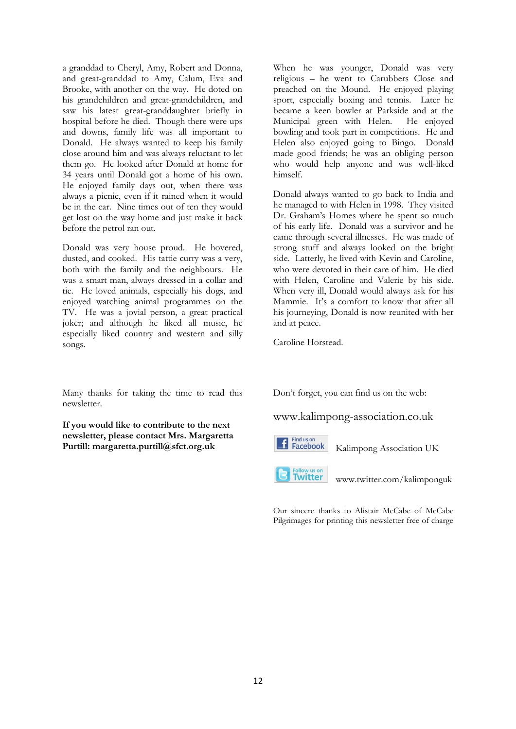a granddad to Cheryl, Amy, Robert and Donna, and great-granddad to Amy, Calum, Eva and Brooke, with another on the way. He doted on his grandchildren and great-grandchildren, and saw his latest great-granddaughter briefly in hospital before he died. Though there were ups and downs, family life was all important to Donald. He always wanted to keep his family close around him and was always reluctant to let them go. He looked after Donald at home for 34 years until Donald got a home of his own. He enjoyed family days out, when there was always a picnic, even if it rained when it would be in the car. Nine times out of ten they would get lost on the way home and just make it back before the petrol ran out.

Donald was very house proud. He hovered, dusted, and cooked. His tattie curry was a very, both with the family and the neighbours. He was a smart man, always dressed in a collar and tie. He loved animals, especially his dogs, and enjoyed watching animal programmes on the TV. He was a jovial person, a great practical joker; and although he liked all music, he especially liked country and western and silly songs.

When he was younger, Donald was very religious – he went to Carubbers Close and preached on the Mound. He enjoyed playing sport, especially boxing and tennis. Later he became a keen bowler at Parkside and at the Municipal green with Helen. He enjoyed bowling and took part in competitions. He and Helen also enjoyed going to Bingo. Donald made good friends; he was an obliging person who would help anyone and was well-liked himself.

Donald always wanted to go back to India and he managed to with Helen in 1998. They visited Dr. Graham's Homes where he spent so much of his early life. Donald was a survivor and he came through several illnesses. He was made of strong stuff and always looked on the bright side. Latterly, he lived with Kevin and Caroline, who were devoted in their care of him. He died with Helen, Caroline and Valerie by his side. When very ill, Donald would always ask for his Mammie. It's a comfort to know that after all his journeying, Donald is now reunited with her and at peace.

Caroline Horstead.

Many thanks for taking the time to read this newsletter.

**If you would like to contribute to the next newsletter, please contact Mrs. Margaretta Purtill: margaretta.purtill@sfct.org.uk**

Don't forget, you can find us on the web:

www.kalimpong-association.co.uk

Find us on Facebook — Kalimpong Association UK

Follow us on Twitter — www.twitter.com/kalimponguk

Our sincere thanks to Alistair McCabe of McCabe Pilgrimages for printing this newsletter free of charge